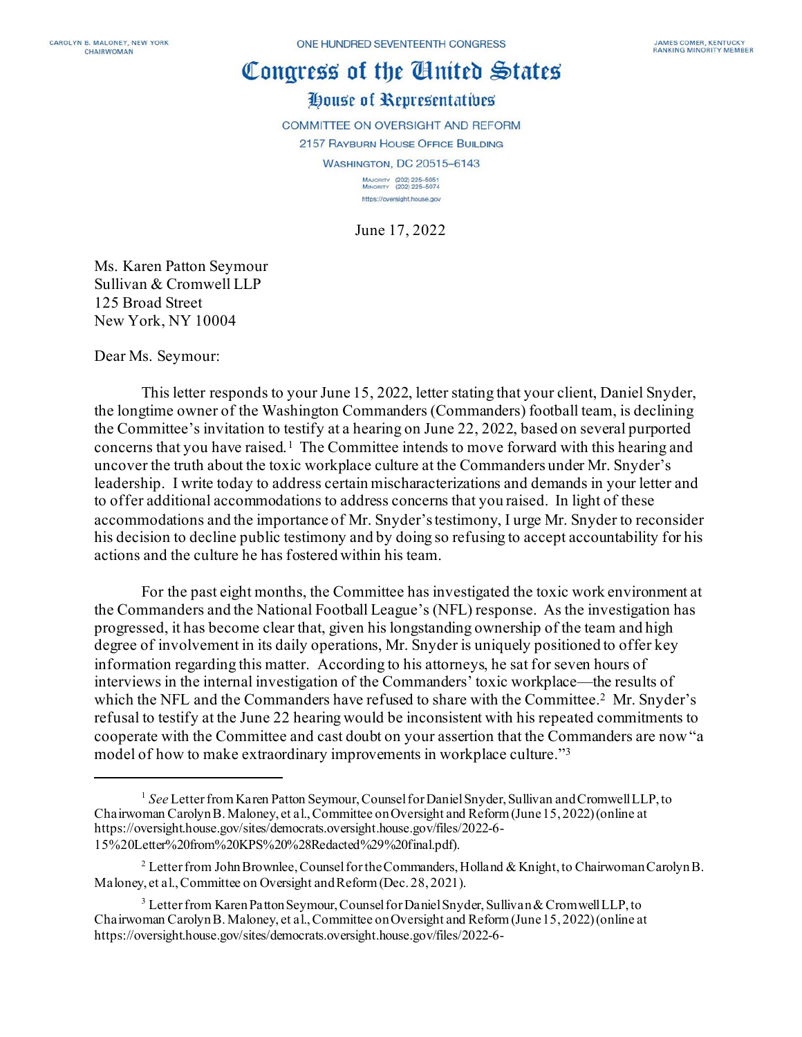CAROLYN B. MALONEY, NEW YORK
CHAIRWOMAN

ONE HUNDRED SEVENTEENTH CONGRESS

JAMES COMER, KENTUCKY
RANKING MINORITY MEMBER

# Congress of the United States

## House of Representatives

COMMITTEE ON OVERSIGHT AND REFORM
2157 RAYBURN HOUSE OFFICE BUILDING
WASHINGTON, DC 20515–6143

MAJORITY (202) 225-5051
MINORITY (202) 225-5074
https://oversight.house.gov

June 17, 2022

Ms. Karen Patton Seymour
Sullivan & Cromwell LLP
125 Broad Street
New York, NY 10004

Dear Ms. Seymour:

This letter responds to your June 15, 2022, letter stating that your client, Daniel Snyder, the longtime owner of the Washington Commanders (Commanders) football team, is declining the Committee's invitation to testify at a hearing on June 22, 2022, based on several purported concerns that you have raised.[1] The Committee intends to move forward with this hearing and uncover the truth about the toxic workplace culture at the Commanders under Mr. Snyder's leadership. I write today to address certain mischaracterizations and demands in your letter and to offer additional accommodations to address concerns that you raised. In light of these accommodations and the importance of Mr. Snyder's testimony, I urge Mr. Snyder to reconsider his decision to decline public testimony and by doing so refusing to accept accountability for his actions and the culture he has fostered within his team.

For the past eight months, the Committee has investigated the toxic work environment at the Commanders and the National Football League's (NFL) response. As the investigation has progressed, it has become clear that, given his longstanding ownership of the team and high degree of involvement in its daily operations, Mr. Snyder is uniquely positioned to offer key information regarding this matter. According to his attorneys, he sat for seven hours of interviews in the internal investigation of the Commanders' toxic workplace—the results of which the NFL and the Commanders have refused to share with the Committee.[2] Mr. Snyder's refusal to testify at the June 22 hearing would be inconsistent with his repeated commitments to cooperate with the Committee and cast doubt on your assertion that the Commanders are now "a model of how to make extraordinary improvements in workplace culture."[3]

---

[1] *See* Letter from Karen Patton Seymour, Counsel for Daniel Snyder, Sullivan and Cromwell LLP, to Chairwoman Carolyn B. Maloney, et al., Committee on Oversight and Reform (June 15, 2022) (online at https://oversight.house.gov/sites/democrats.oversight.house.gov/files/2022-6-15%20Letter%20from%20KPS%20%28Redacted%29%20final.pdf).

[2] Letter from John Brownlee, Counsel for the Commanders, Holland & Knight, to Chairwoman Carolyn B. Maloney, et al., Committee on Oversight and Reform (Dec. 28, 2021).

[3] Letter from Karen Patton Seymour, Counsel for Daniel Snyder, Sullivan & Cromwell LLP, to Chairwoman Carolyn B. Maloney, et al., Committee on Oversight and Reform (June 15, 2022) (online at https://oversight.house.gov/sites/democrats.oversight.house.gov/files/2022-6-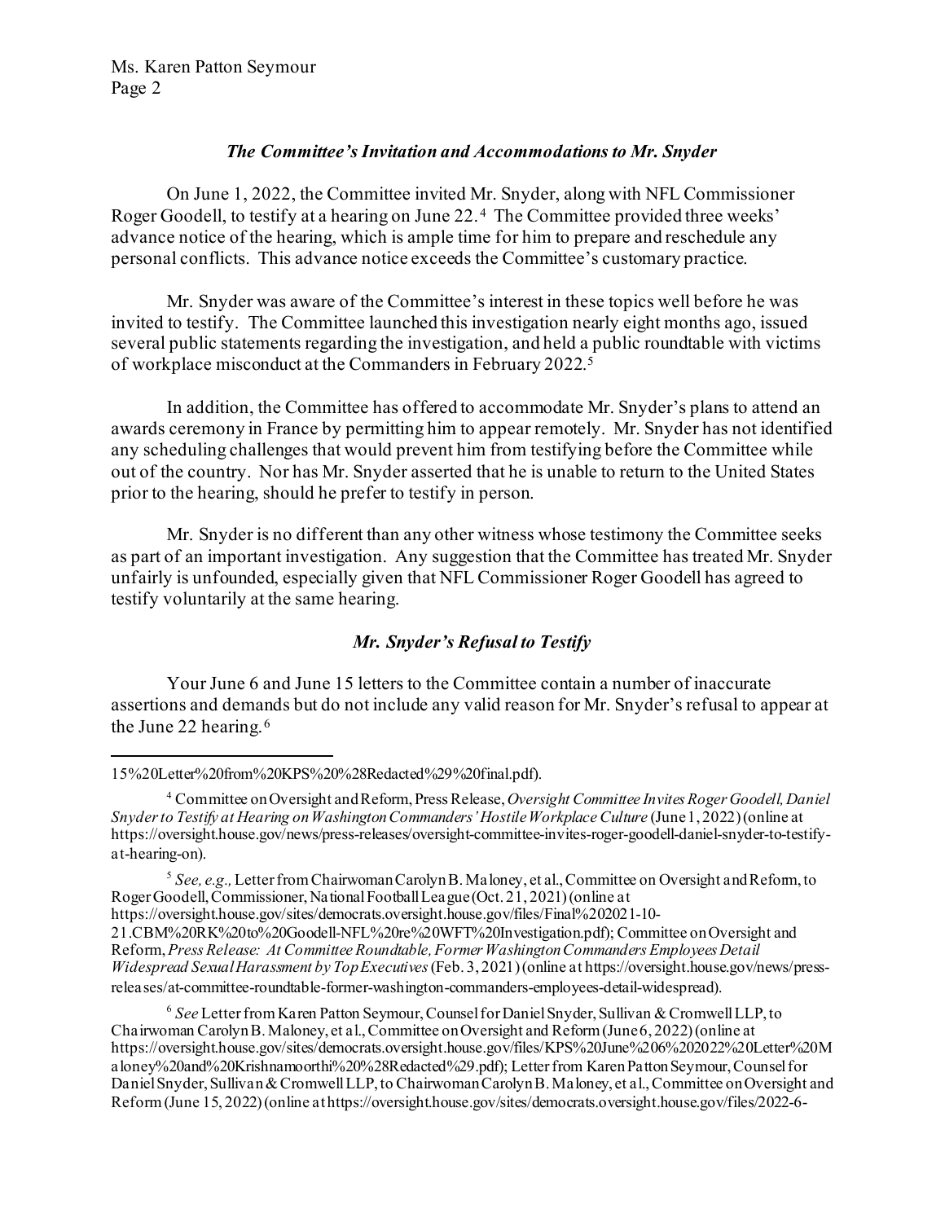### *The Committee's Invitation and Accommodations to Mr. Snyder*

On June 1, 2022, the Committee invited Mr. Snyder, along with NFL Commissioner Roger Goodell, to testify at a hearing on June 22.[4] The Committee provided three weeks' advance notice of the hearing, which is ample time for him to prepare and reschedule any personal conflicts. This advance notice exceeds the Committee's customary practice.

Mr. Snyder was aware of the Committee's interest in these topics well before he was invited to testify. The Committee launched this investigation nearly eight months ago, issued several public statements regarding the investigation, and held a public roundtable with victims of workplace misconduct at the Commanders in February 2022.[5]

In addition, the Committee has offered to accommodate Mr. Snyder's plans to attend an awards ceremony in France by permitting him to appear remotely. Mr. Snyder has not identified any scheduling challenges that would prevent him from testifying before the Committee while out of the country. Nor has Mr. Snyder asserted that he is unable to return to the United States prior to the hearing, should he prefer to testify in person.

Mr. Snyder is no different than any other witness whose testimony the Committee seeks as part of an important investigation. Any suggestion that the Committee has treated Mr. Snyder unfairly is unfounded, especially given that NFL Commissioner Roger Goodell has agreed to testify voluntarily at the same hearing.

### *Mr. Snyder's Refusal to Testify*

Your June 6 and June 15 letters to the Committee contain a number of inaccurate assertions and demands but do not include any valid reason for Mr. Snyder's refusal to appear at the June 22 hearing.[6]

---

15%20Letter%20from%20KPS%20%28Redacted%29%20final.pdf).

[4] Committee on Oversight and Reform, Press Release, *Oversight Committee Invites Roger Goodell, Daniel Snyder to Testify at Hearing on Washington Commanders' Hostile Workplace Culture* (June 1, 2022) (online at https://oversight.house.gov/news/press-releases/oversight-committee-invites-roger-goodell-daniel-snyder-to-testify-at-hearing-on).

[5] *See, e.g.,* Letter from Chairwoman Carolyn B. Maloney, et al., Committee on Oversight and Reform, to Roger Goodell, Commissioner, National Football League (Oct. 21, 2021) (online at https://oversight.house.gov/sites/democrats.oversight.house.gov/files/Final%202021-10-21.CBM%20RK%20to%20Goodell-NFL%20re%20WFT%20Investigation.pdf); Committee on Oversight and Reform, *Press Release: At Committee Roundtable, Former Washington Commanders Employees Detail Widespread Sexual Harassment by Top Executives* (Feb. 3, 2021) (online at https://oversight.house.gov/news/press-releases/at-committee-roundtable-former-washington-commanders-employees-detail-widespread).

[6] *See* Letter from Karen Patton Seymour, Counsel for Daniel Snyder, Sullivan & Cromwell LLP, to Chairwoman Carolyn B. Maloney, et al., Committee on Oversight and Reform (June 6, 2022) (online at https://oversight.house.gov/sites/democrats.oversight.house.gov/files/KPS%20June%206%202022%20Letter%20Maloney%20and%20Krishnamoorthi%20%28Redacted%29.pdf); Letter from Karen Patton Seymour, Counsel for Daniel Snyder, Sullivan & Cromwell LLP, to Chairwoman Carolyn B. Maloney, et al., Committee on Oversight and Reform (June 15, 2022) (online at https://oversight.house.gov/sites/democrats.oversight.house.gov/files/2022-6-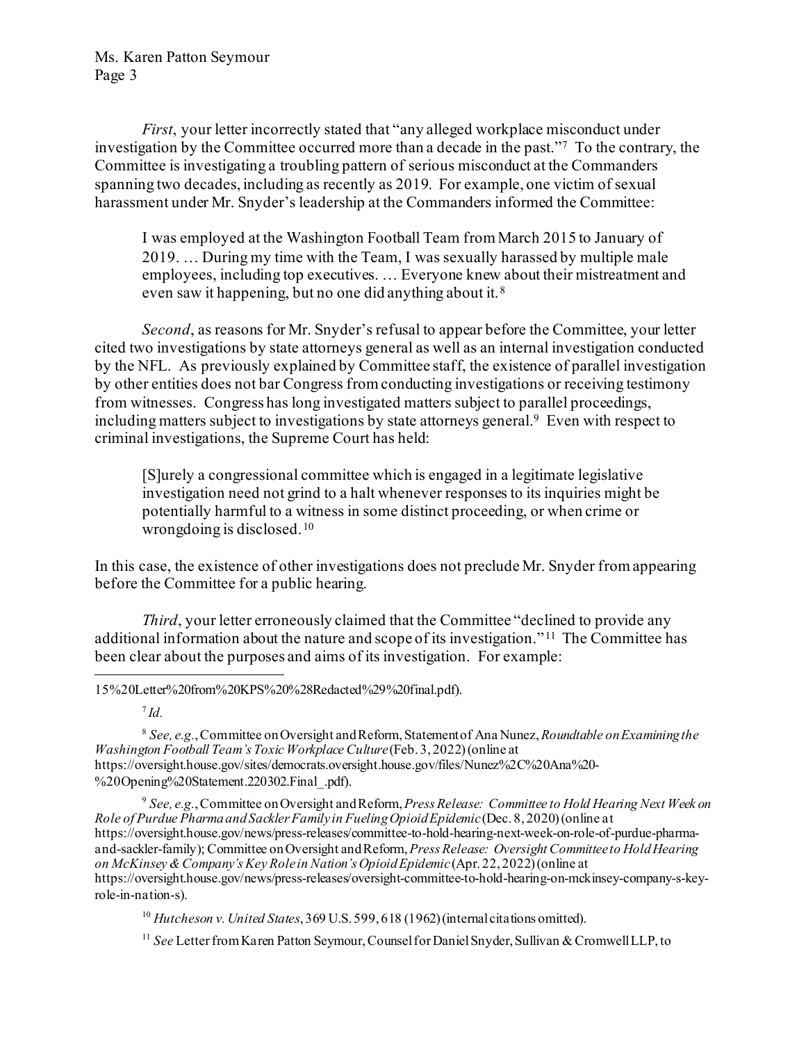*First*, your letter incorrectly stated that "any alleged workplace misconduct under investigation by the Committee occurred more than a decade in the past."[7] To the contrary, the Committee is investigating a troubling pattern of serious misconduct at the Commanders spanning two decades, including as recently as 2019. For example, one victim of sexual harassment under Mr. Snyder's leadership at the Commanders informed the Committee:

> I was employed at the Washington Football Team from March 2015 to January of 2019. … During my time with the Team, I was sexually harassed by multiple male employees, including top executives. … Everyone knew about their mistreatment and even saw it happening, but no one did anything about it.[8]

*Second*, as reasons for Mr. Snyder's refusal to appear before the Committee, your letter cited two investigations by state attorneys general as well as an internal investigation conducted by the NFL. As previously explained by Committee staff, the existence of parallel investigation by other entities does not bar Congress from conducting investigations or receiving testimony from witnesses. Congress has long investigated matters subject to parallel proceedings, including matters subject to investigations by state attorneys general.[9] Even with respect to criminal investigations, the Supreme Court has held:

> [S]urely a congressional committee which is engaged in a legitimate legislative investigation need not grind to a halt whenever responses to its inquiries might be potentially harmful to a witness in some distinct proceeding, or when crime or wrongdoing is disclosed.[10]

In this case, the existence of other investigations does not preclude Mr. Snyder from appearing before the Committee for a public hearing.

*Third*, your letter erroneously claimed that the Committee "declined to provide any additional information about the nature and scope of its investigation."[11] The Committee has been clear about the purposes and aims of its investigation. For example:

---

15%20Letter%20from%20KPS%20%28Redacted%29%20final.pdf).

[7] *Id.*

[8] *See, e.g.*, Committee on Oversight and Reform, Statement of Ana Nunez, *Roundtable on Examining the Washington Football Team's Toxic Workplace Culture* (Feb. 3, 2022) (online at https://oversight.house.gov/sites/democrats.oversight.house.gov/files/Nunez%2C%20Ana%20-%20Opening%20Statement.220302.Final_.pdf).

[9] *See, e.g.*, Committee on Oversight and Reform, *Press Release: Committee to Hold Hearing Next Week on Role of Purdue Pharma and Sackler Family in Fueling Opioid Epidemic* (Dec. 8, 2020) (online at https://oversight.house.gov/news/press-releases/committee-to-hold-hearing-next-week-on-role-of-purdue-pharma-and-sackler-family); Committee on Oversight and Reform, *Press Release: Oversight Committee to Hold Hearing on McKinsey & Company's Key Role in Nation's Opioid Epidemic* (Apr. 22, 2022) (online at https://oversight.house.gov/news/press-releases/oversight-committee-to-hold-hearing-on-mckinsey-company-s-key-role-in-nation-s).

[10] *Hutcheson v. United States*, 369 U.S. 599, 618 (1962) (internal citations omitted).

[11] *See* Letter from Karen Patton Seymour, Counsel for Daniel Snyder, Sullivan & Cromwell LLP, to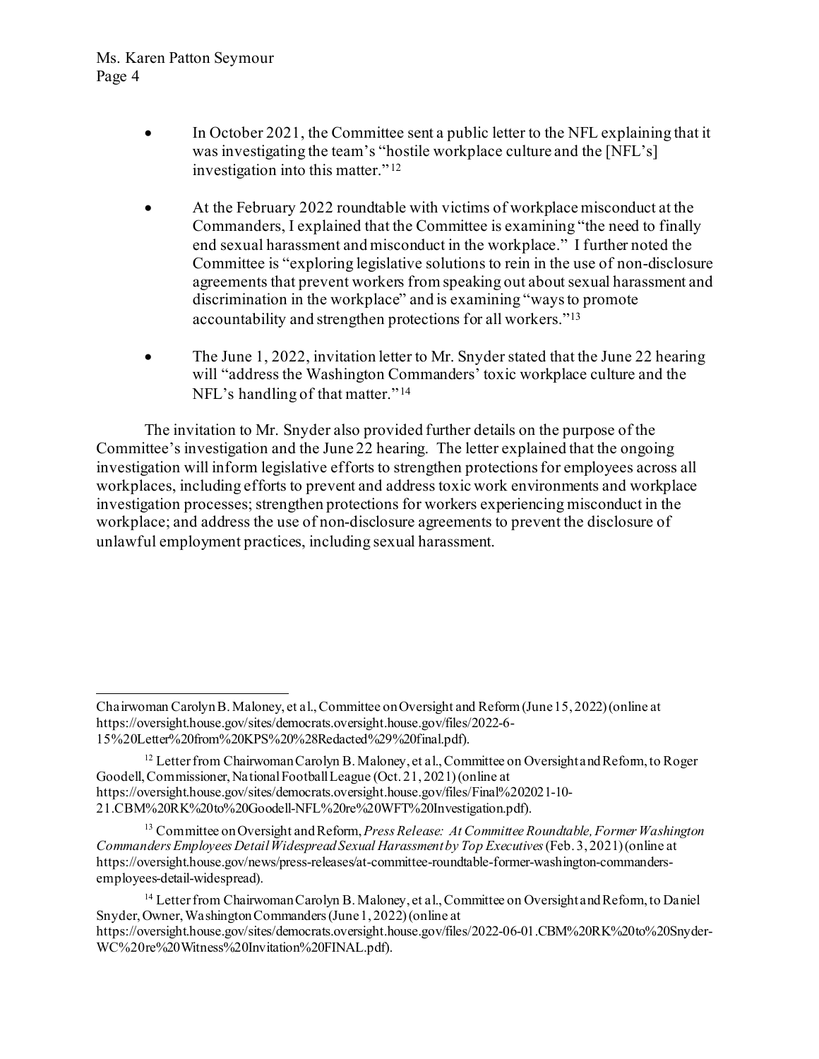- In October 2021, the Committee sent a public letter to the NFL explaining that it was investigating the team's "hostile workplace culture and the [NFL's] investigation into this matter."[12]

- At the February 2022 roundtable with victims of workplace misconduct at the Commanders, I explained that the Committee is examining "the need to finally end sexual harassment and misconduct in the workplace." I further noted the Committee is "exploring legislative solutions to rein in the use of non-disclosure agreements that prevent workers from speaking out about sexual harassment and discrimination in the workplace" and is examining "ways to promote accountability and strengthen protections for all workers."[13]

- The June 1, 2022, invitation letter to Mr. Snyder stated that the June 22 hearing will "address the Washington Commanders' toxic workplace culture and the NFL's handling of that matter."[14]

The invitation to Mr. Snyder also provided further details on the purpose of the Committee's investigation and the June 22 hearing. The letter explained that the ongoing investigation will inform legislative efforts to strengthen protections for employees across all workplaces, including efforts to prevent and address toxic work environments and workplace investigation processes; strengthen protections for workers experiencing misconduct in the workplace; and address the use of non-disclosure agreements to prevent the disclosure of unlawful employment practices, including sexual harassment.

---

Chairwoman Carolyn B. Maloney, et al., Committee on Oversight and Reform (June 15, 2022) (online at https://oversight.house.gov/sites/democrats.oversight.house.gov/files/2022-6-15%20Letter%20from%20KPS%20%28Redacted%29%20final.pdf).

[12] Letter from Chairwoman Carolyn B. Maloney, et al., Committee on Oversight and Reform, to Roger Goodell, Commissioner, National Football League (Oct. 21, 2021) (online at https://oversight.house.gov/sites/democrats.oversight.house.gov/files/Final%202021-10-21.CBM%20RK%20to%20Goodell-NFL%20re%20WFT%20Investigation.pdf).

[13] Committee on Oversight and Reform, *Press Release: At Committee Roundtable, Former Washington Commanders Employees Detail Widespread Sexual Harassment by Top Executives* (Feb. 3, 2021) (online at https://oversight.house.gov/news/press-releases/at-committee-roundtable-former-washington-commanders-employees-detail-widespread).

[14] Letter from Chairwoman Carolyn B. Maloney, et al., Committee on Oversight and Reform, to Daniel Snyder, Owner, Washington Commanders (June 1, 2022) (online at https://oversight.house.gov/sites/democrats.oversight.house.gov/files/2022-06-01.CBM%20RK%20to%20Snyder-WC%20re%20Witness%20Invitation%20FINAL.pdf).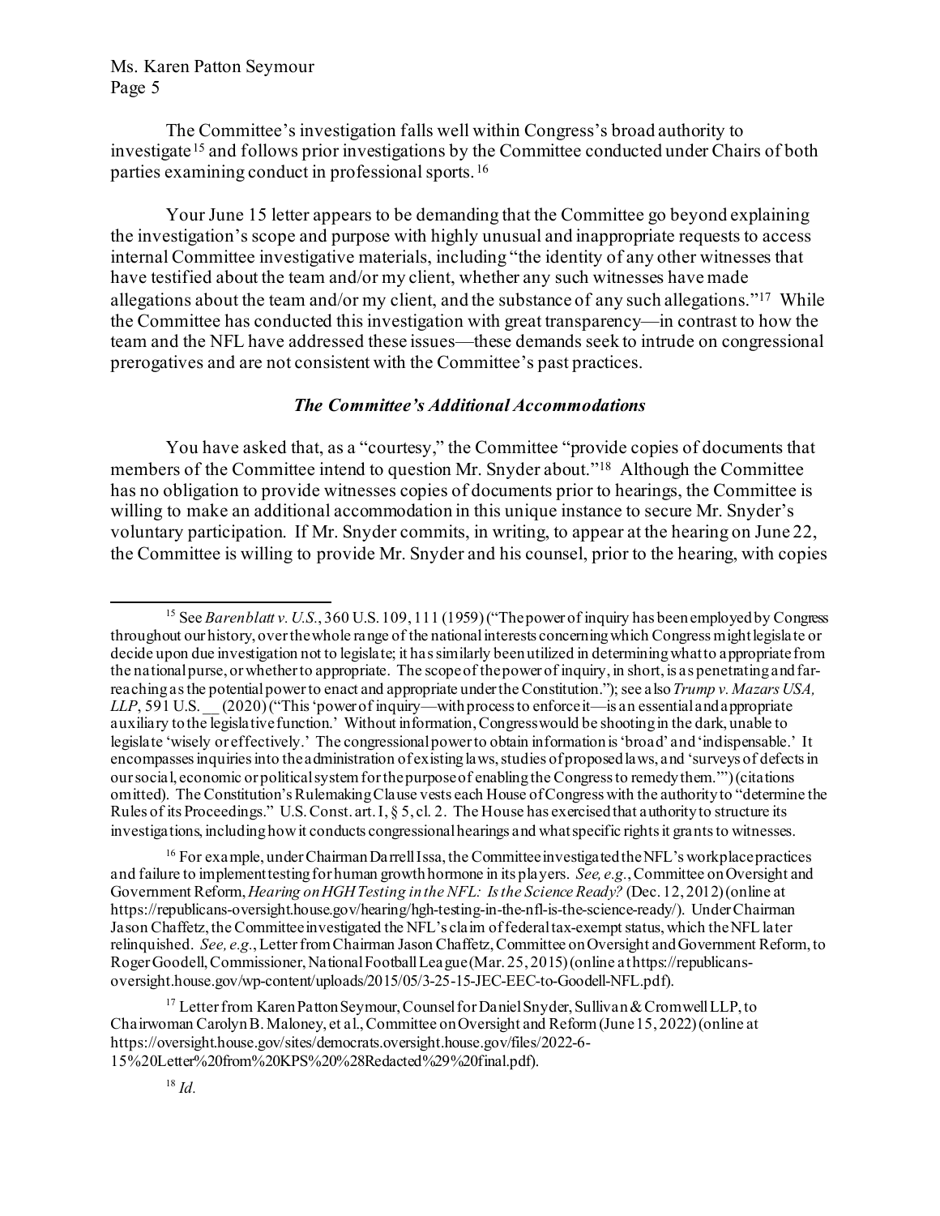The Committee's investigation falls well within Congress's broad authority to investigate[15] and follows prior investigations by the Committee conducted under Chairs of both parties examining conduct in professional sports.[16]

Your June 15 letter appears to be demanding that the Committee go beyond explaining the investigation's scope and purpose with highly unusual and inappropriate requests to access internal Committee investigative materials, including "the identity of any other witnesses that have testified about the team and/or my client, whether any such witnesses have made allegations about the team and/or my client, and the substance of any such allegations."[17] While the Committee has conducted this investigation with great transparency—in contrast to how the team and the NFL have addressed these issues—these demands seek to intrude on congressional prerogatives and are not consistent with the Committee's past practices.

### *The Committee's Additional Accommodations*

You have asked that, as a "courtesy," the Committee "provide copies of documents that members of the Committee intend to question Mr. Snyder about."[18] Although the Committee has no obligation to provide witnesses copies of documents prior to hearings, the Committee is willing to make an additional accommodation in this unique instance to secure Mr. Snyder's voluntary participation. If Mr. Snyder commits, in writing, to appear at the hearing on June 22, the Committee is willing to provide Mr. Snyder and his counsel, prior to the hearing, with copies

---

[15] See *Barenblatt v. U.S.*, 360 U.S. 109, 111 (1959) ("The power of inquiry has been employed by Congress throughout our history, over the whole range of the national interests concerning which Congress might legislate or decide upon due investigation not to legislate; it has similarly been utilized in determining what to appropriate from the national purse, or whether to appropriate. The scope of the power of inquiry, in short, is as penetrating and far-reaching as the potential power to enact and appropriate under the Constitution."); see also *Trump v. Mazars USA, LLP*, 591 U.S. __ (2020) ("This 'power of inquiry—with process to enforce it—is an essential and appropriate auxiliary to the legislative function.' Without information, Congress would be shooting in the dark, unable to legislate 'wisely or effectively.' The congressional power to obtain information is 'broad' and 'indispensable.' It encompasses inquiries into the administration of existing laws, studies of proposed laws, and 'surveys of defects in our social, economic or political system for the purpose of enabling the Congress to remedy them.'") (citations omitted). The Constitution's Rulemaking Clause vests each House of Congress with the authority to "determine the Rules of its Proceedings." U.S. Const. art. I, § 5, cl. 2. The House has exercised that authority to structure its investigations, including how it conducts congressional hearings and what specific rights it grants to witnesses.

[16] For example, under Chairman Darrell Issa, the Committee investigated the NFL's workplace practices and failure to implement testing for human growth hormone in its players. *See, e.g.*, Committee on Oversight and Government Reform, *Hearing on HGH Testing in the NFL: Is the Science Ready?* (Dec. 12, 2012) (online at https://republicans-oversight.house.gov/hearing/hgh-testing-in-the-nfl-is-the-science-ready/). Under Chairman Jason Chaffetz, the Committee investigated the NFL's claim of federal tax-exempt status, which the NFL later relinquished. *See, e.g.*, Letter from Chairman Jason Chaffetz, Committee on Oversight and Government Reform, to Roger Goodell, Commissioner, National Football League (Mar. 25, 2015) (online at https://republicans-oversight.house.gov/wp-content/uploads/2015/05/3-25-15-JEC-EEC-to-Goodell-NFL.pdf).

[17] Letter from Karen Patton Seymour, Counsel for Daniel Snyder, Sullivan & Cromwell LLP, to Chairwoman Carolyn B. Maloney, et al., Committee on Oversight and Reform (June 15, 2022) (online at https://oversight.house.gov/sites/democrats.oversight.house.gov/files/2022-6-15%20Letter%20from%20KPS%20%28Redacted%29%20final.pdf).

[18] *Id.*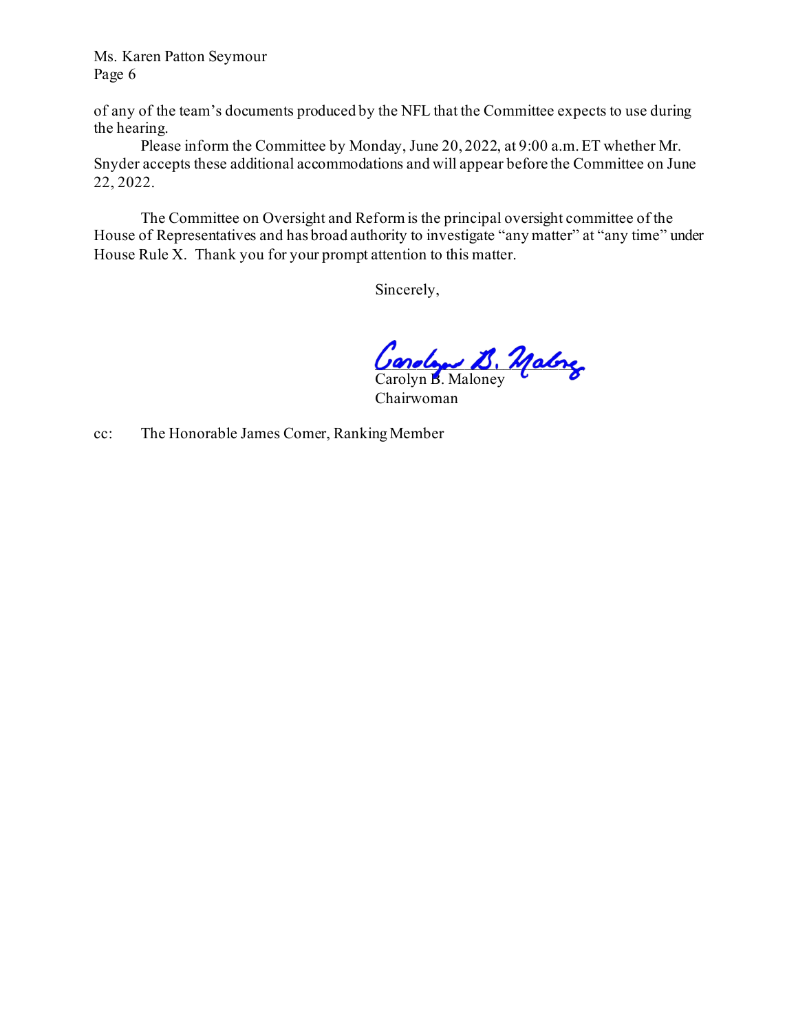of any of the team's documents produced by the NFL that the Committee expects to use during the hearing.

Please inform the Committee by Monday, June 20, 2022, at 9:00 a.m. ET whether Mr. Snyder accepts these additional accommodations and will appear before the Committee on June 22, 2022.

The Committee on Oversight and Reform is the principal oversight committee of the House of Representatives and has broad authority to investigate "any matter" at "any time" under House Rule X. Thank you for your prompt attention to this matter.

Sincerely,

Carolyn B. Maloney
Chairwoman

cc: The Honorable James Comer, Ranking Member